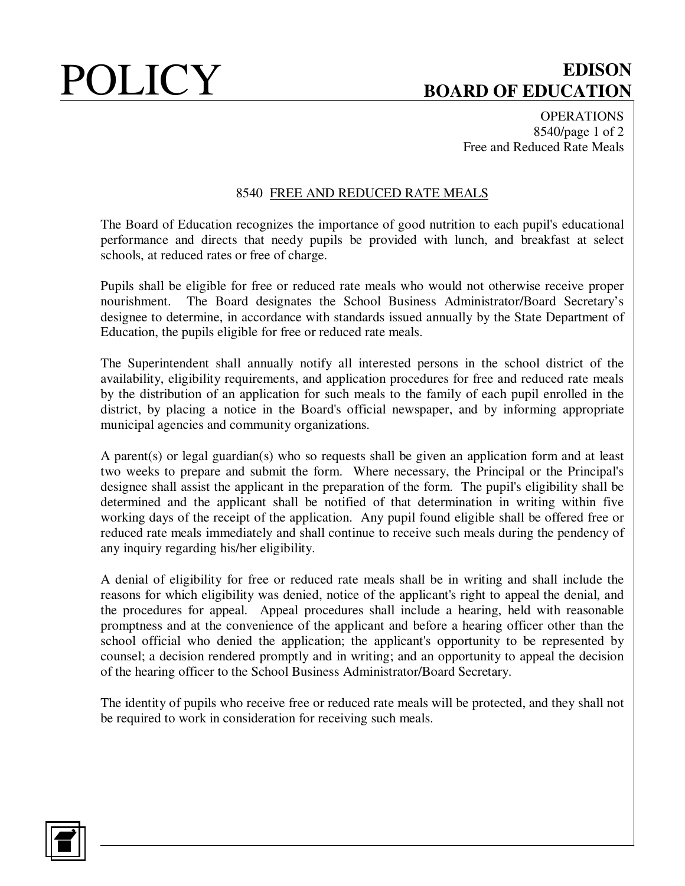# POLICY

**EDISON**
**BOARD OF EDUCATION**

OPERATIONS
8540
Free and Reduced Rate Meals

## 8540 FREE AND REDUCED RATE MEALS

The Board of Education recognizes the importance of good nutrition to each pupil's educational performance and directs that needy pupils be provided with lunch, and breakfast at select schools, at reduced rates or free of charge.

Pupils shall be eligible for free or reduced rate meals who would not otherwise receive proper nourishment. The Board designates the School Business Administrator/Board Secretary's designee to determine, in accordance with standards issued annually by the State Department of Education, the pupils eligible for free or reduced rate meals.

The Superintendent shall annually notify all interested persons in the school district of the availability, eligibility requirements, and application procedures for free and reduced rate meals by the distribution of an application for such meals to the family of each pupil enrolled in the district, by placing a notice in the Board's official newspaper, and by informing appropriate municipal agencies and community organizations.

A parent(s) or legal guardian(s) who so requests shall be given an application form and at least two weeks to prepare and submit the form. Where necessary, the Principal or the Principal's designee shall assist the applicant in the preparation of the form. The pupil's eligibility shall be determined and the applicant shall be notified of that determination in writing within five working days of the receipt of the application. Any pupil found eligible shall be offered free or reduced rate meals immediately and shall continue to receive such meals during the pendency of any inquiry regarding his/her eligibility.

A denial of eligibility for free or reduced rate meals shall be in writing and shall include the reasons for which eligibility was denied, notice of the applicant's right to appeal the denial, and the procedures for appeal. Appeal procedures shall include a hearing, held with reasonable promptness and at the convenience of the applicant and before a hearing officer other than the school official who denied the application; the applicant's opportunity to be represented by counsel; a decision rendered promptly and in writing; and an opportunity to appeal the decision of the hearing officer to the School Business Administrator/Board Secretary.

The identity of pupils who receive free or reduced rate meals will be protected, and they shall not be required to work in consideration for receiving such meals.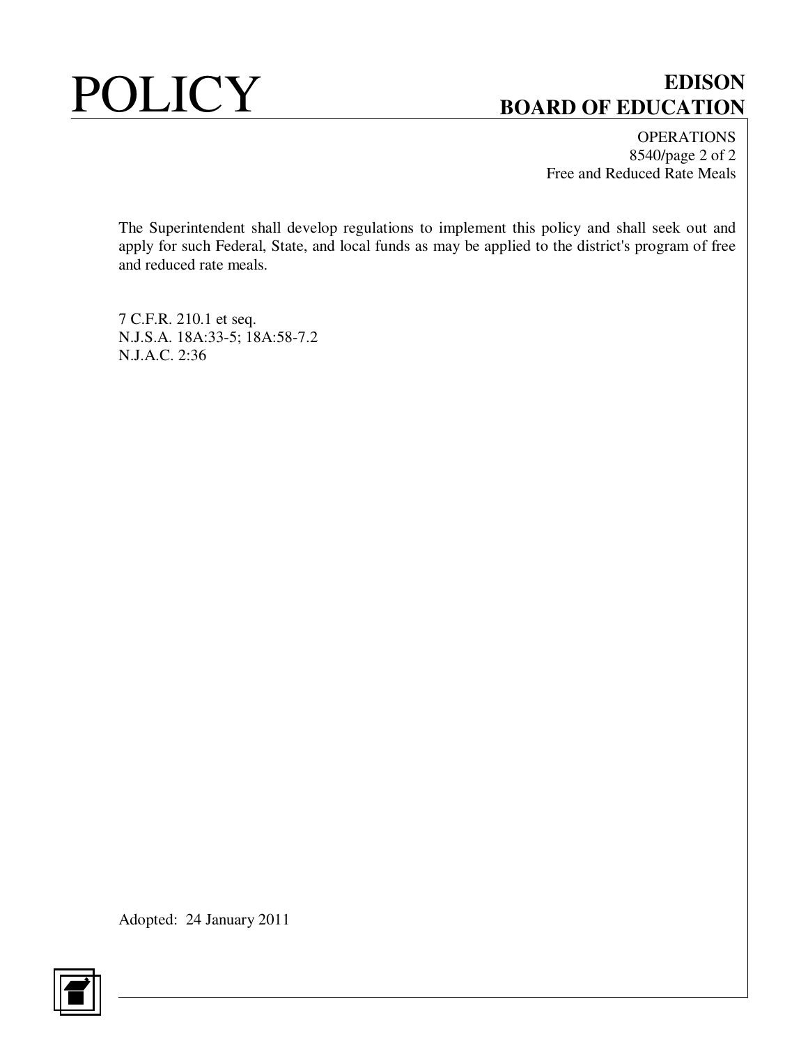The Superintendent shall develop regulations to implement this policy and shall seek out and apply for such Federal, State, and local funds as may be applied to the district's program of free and reduced rate meals.

7 C.F.R. 210.1 et seq.
N.J.S.A. 18A:33-5; 18A:58-7.2
N.J.A.C. 2:36

Adopted: 24 January 2011